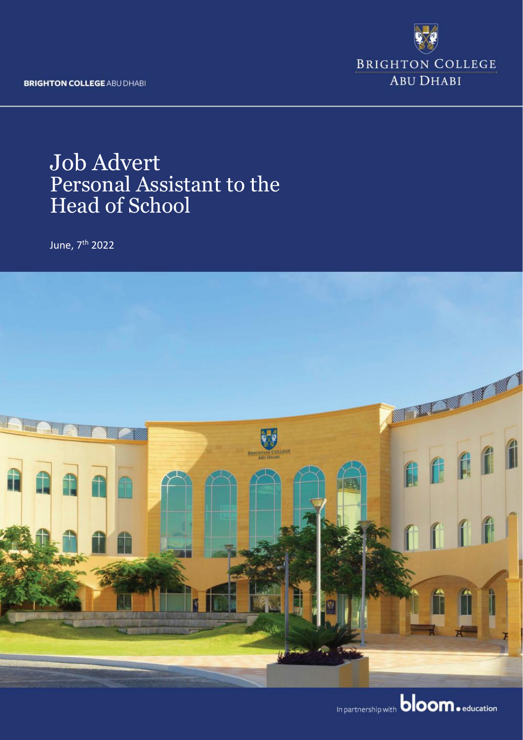BRIGHTON COLLEGE ABU DHABI

# Job Advert
# Personal Assistant to the Head of School

June, 7th 2022

In partnership with bloom.education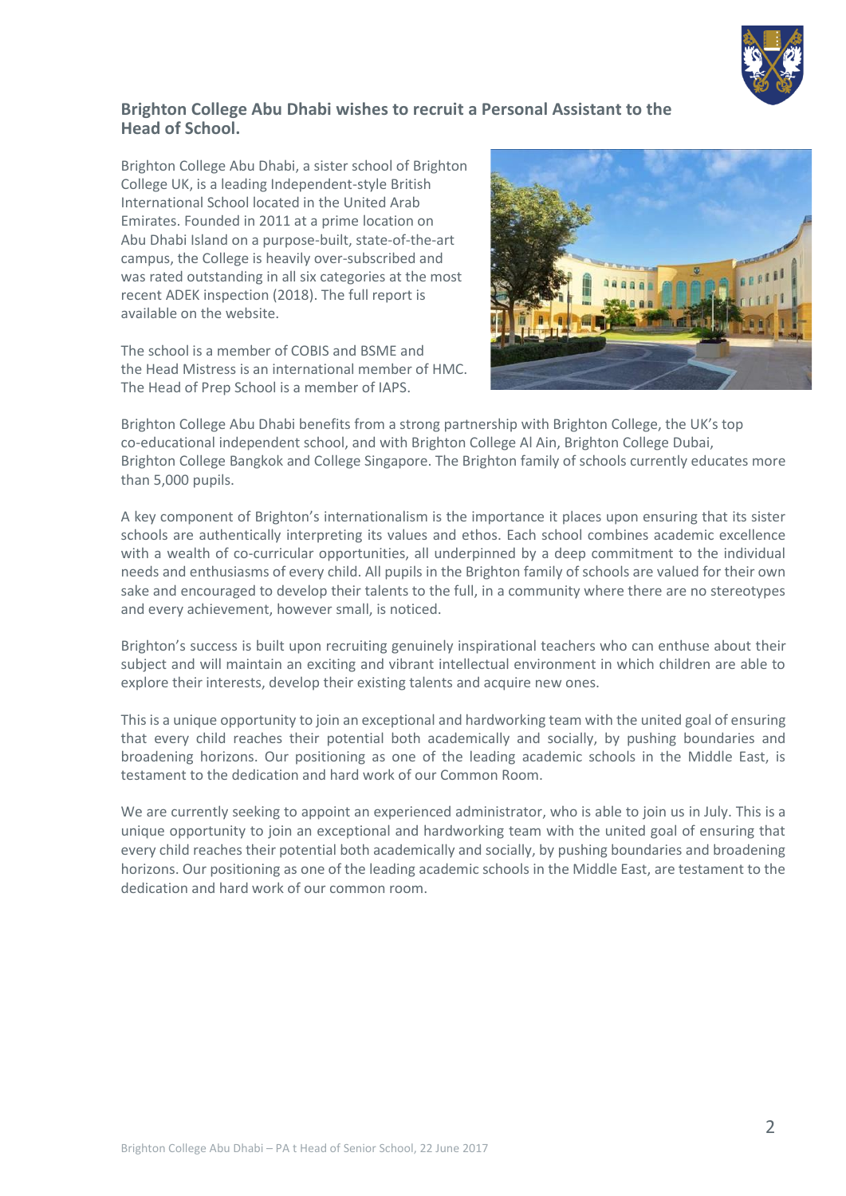## Brighton College Abu Dhabi wishes to recruit a Personal Assistant to the Head of School.

Brighton College Abu Dhabi, a sister school of Brighton College UK, is a leading Independent-style British International School located in the United Arab Emirates. Founded in 2011 at a prime location on Abu Dhabi Island on a purpose-built, state-of-the-art campus, the College is heavily over-subscribed and was rated outstanding in all six categories at the most recent ADEK inspection (2018). The full report is available on the website.

The school is a member of COBIS and BSME and the Head Mistress is an international member of HMC. The Head of Prep School is a member of IAPS.

Brighton College Abu Dhabi benefits from a strong partnership with Brighton College, the UK's top co-educational independent school, and with Brighton College Al Ain, Brighton College Dubai, Brighton College Bangkok and College Singapore. The Brighton family of schools currently educates more than 5,000 pupils.

A key component of Brighton's internationalism is the importance it places upon ensuring that its sister schools are authentically interpreting its values and ethos. Each school combines academic excellence with a wealth of co-curricular opportunities, all underpinned by a deep commitment to the individual needs and enthusiasms of every child. All pupils in the Brighton family of schools are valued for their own sake and encouraged to develop their talents to the full, in a community where there are no stereotypes and every achievement, however small, is noticed.

Brighton's success is built upon recruiting genuinely inspirational teachers who can enthuse about their subject and will maintain an exciting and vibrant intellectual environment in which children are able to explore their interests, develop their existing talents and acquire new ones.

This is a unique opportunity to join an exceptional and hardworking team with the united goal of ensuring that every child reaches their potential both academically and socially, by pushing boundaries and broadening horizons. Our positioning as one of the leading academic schools in the Middle East, is testament to the dedication and hard work of our Common Room.

We are currently seeking to appoint an experienced administrator, who is able to join us in July. This is a unique opportunity to join an exceptional and hardworking team with the united goal of ensuring that every child reaches their potential both academically and socially, by pushing boundaries and broadening horizons. Our positioning as one of the leading academic schools in the Middle East, are testament to the dedication and hard work of our common room.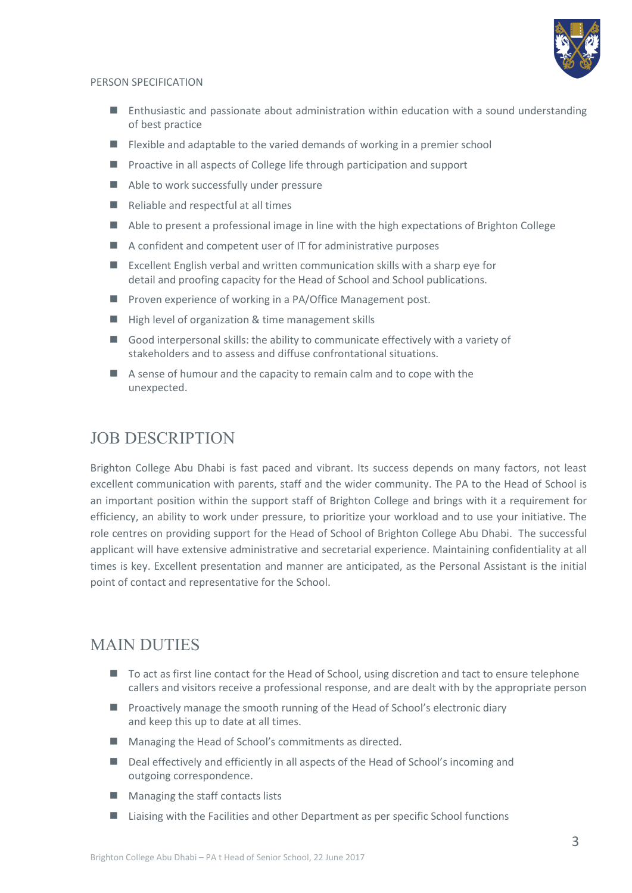PERSON SPECIFICATION

- Enthusiastic and passionate about administration within education with a sound understanding of best practice
- Flexible and adaptable to the varied demands of working in a premier school
- Proactive in all aspects of College life through participation and support
- Able to work successfully under pressure
- Reliable and respectful at all times
- Able to present a professional image in line with the high expectations of Brighton College
- A confident and competent user of IT for administrative purposes
- Excellent English verbal and written communication skills with a sharp eye for detail and proofing capacity for the Head of School and School publications.
- Proven experience of working in a PA/Office Management post.
- High level of organization & time management skills
- Good interpersonal skills: the ability to communicate effectively with a variety of stakeholders and to assess and diffuse confrontational situations.
- A sense of humour and the capacity to remain calm and to cope with the unexpected.

## JOB DESCRIPTION

Brighton College Abu Dhabi is fast paced and vibrant. Its success depends on many factors, not least excellent communication with parents, staff and the wider community. The PA to the Head of School is an important position within the support staff of Brighton College and brings with it a requirement for efficiency, an ability to work under pressure, to prioritize your workload and to use your initiative. The role centres on providing support for the Head of School of Brighton College Abu Dhabi. The successful applicant will have extensive administrative and secretarial experience. Maintaining confidentiality at all times is key. Excellent presentation and manner are anticipated, as the Personal Assistant is the initial point of contact and representative for the School.

## MAIN DUTIES

- To act as first line contact for the Head of School, using discretion and tact to ensure telephone callers and visitors receive a professional response, and are dealt with by the appropriate person
- Proactively manage the smooth running of the Head of School's electronic diary and keep this up to date at all times.
- Managing the Head of School's commitments as directed.
- Deal effectively and efficiently in all aspects of the Head of School's incoming and outgoing correspondence.
- Managing the staff contacts lists
- Liaising with the Facilities and other Department as per specific School functions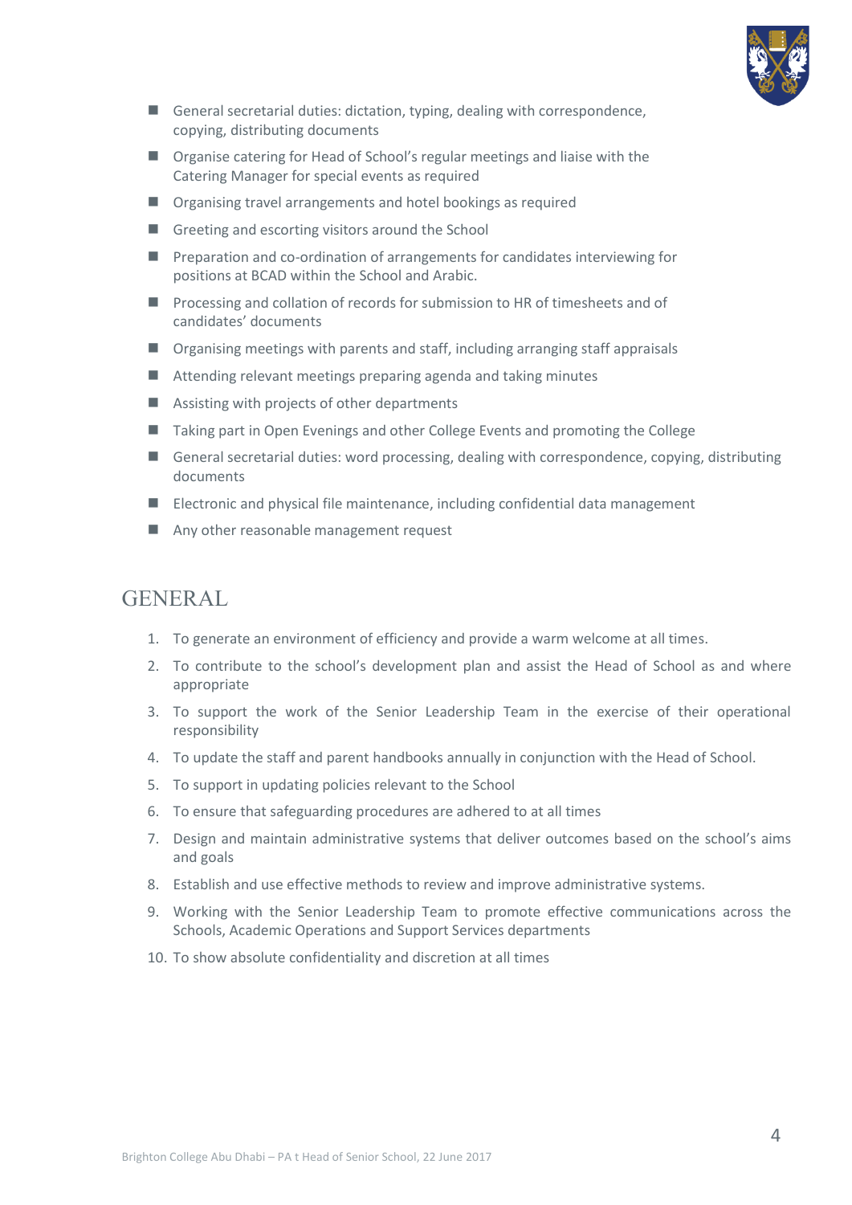- General secretarial duties: dictation, typing, dealing with correspondence, copying, distributing documents
- Organise catering for Head of School's regular meetings and liaise with the Catering Manager for special events as required
- Organising travel arrangements and hotel bookings as required
- Greeting and escorting visitors around the School
- Preparation and co-ordination of arrangements for candidates interviewing for positions at BCAD within the School and Arabic.
- Processing and collation of records for submission to HR of timesheets and of candidates' documents
- Organising meetings with parents and staff, including arranging staff appraisals
- Attending relevant meetings preparing agenda and taking minutes
- Assisting with projects of other departments
- Taking part in Open Evenings and other College Events and promoting the College
- General secretarial duties: word processing, dealing with correspondence, copying, distributing documents
- Electronic and physical file maintenance, including confidential data management
- Any other reasonable management request

## GENERAL

1. To generate an environment of efficiency and provide a warm welcome at all times.
2. To contribute to the school's development plan and assist the Head of School as and where appropriate
3. To support the work of the Senior Leadership Team in the exercise of their operational responsibility
4. To update the staff and parent handbooks annually in conjunction with the Head of School.
5. To support in updating policies relevant to the School
6. To ensure that safeguarding procedures are adhered to at all times
7. Design and maintain administrative systems that deliver outcomes based on the school's aims and goals
8. Establish and use effective methods to review and improve administrative systems.
9. Working with the Senior Leadership Team to promote effective communications across the Schools, Academic Operations and Support Services departments
10. To show absolute confidentiality and discretion at all times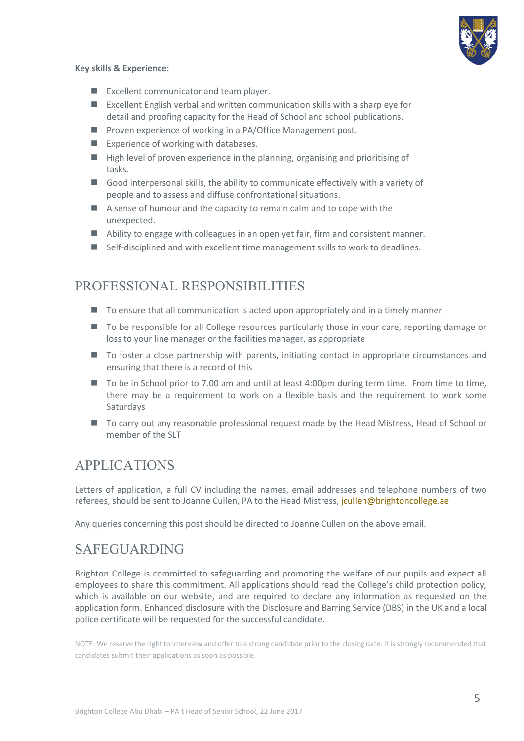**Key skills & Experience:**

- Excellent communicator and team player.
- Excellent English verbal and written communication skills with a sharp eye for detail and proofing capacity for the Head of School and school publications.
- Proven experience of working in a PA/Office Management post.
- Experience of working with databases.
- High level of proven experience in the planning, organising and prioritising of tasks.
- Good interpersonal skills, the ability to communicate effectively with a variety of people and to assess and diffuse confrontational situations.
- A sense of humour and the capacity to remain calm and to cope with the unexpected.
- Ability to engage with colleagues in an open yet fair, firm and consistent manner.
- Self-disciplined and with excellent time management skills to work to deadlines.

## PROFESSIONAL RESPONSIBILITIES

- To ensure that all communication is acted upon appropriately and in a timely manner
- To be responsible for all College resources particularly those in your care, reporting damage or loss to your line manager or the facilities manager, as appropriate
- To foster a close partnership with parents, initiating contact in appropriate circumstances and ensuring that there is a record of this
- To be in School prior to 7.00 am and until at least 4:00pm during term time. From time to time, there may be a requirement to work on a flexible basis and the requirement to work some Saturdays
- To carry out any reasonable professional request made by the Head Mistress, Head of School or member of the SLT

## APPLICATIONS

Letters of application, a full CV including the names, email addresses and telephone numbers of two referees, should be sent to Joanne Cullen, PA to the Head Mistress, jcullen@brightoncollege.ae

Any queries concerning this post should be directed to Joanne Cullen on the above email.

## SAFEGUARDING

Brighton College is committed to safeguarding and promoting the welfare of our pupils and expect all employees to share this commitment. All applications should read the College's child protection policy, which is available on our website, and are required to declare any information as requested on the application form. Enhanced disclosure with the Disclosure and Barring Service (DBS) in the UK and a local police certificate will be requested for the successful candidate.

NOTE: We reserve the right to interview and offer to a strong candidate prior to the closing date. It is strongly recommended that candidates submit their applications as soon as possible.